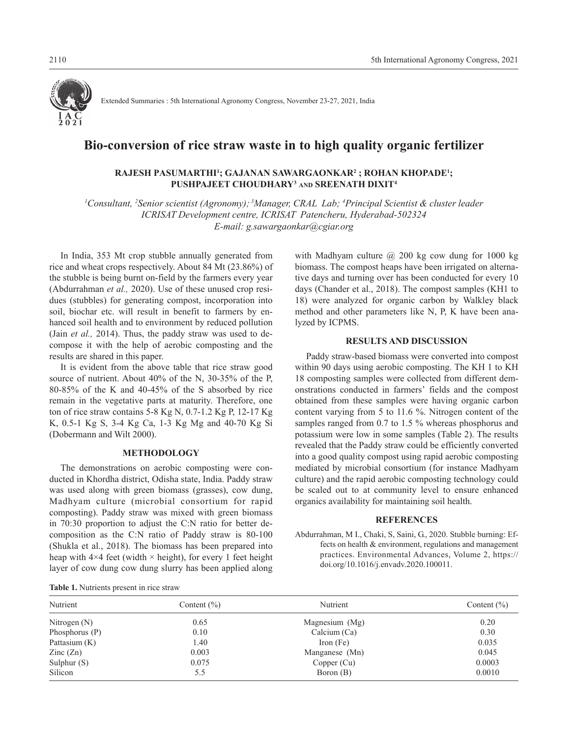Extended Summaries : 5th International Agronomy Congress, November 23-27, 2021, India

# Bio-conversion of rice straw waste in to high quality organic fertilizer

**RAJESH PASUMARTHI[1]; GAJANAN SAWARGAONKAR[2] ; ROHAN KHOPADE[1]; PUSHPAJEET CHOUDHARY[3] AND SREENATH DIXIT[4]**

*[1]Consultant, [2]Senior scientist (Agronomy); [3]Manager, CRAL Lab; [4]Principal Scientist & cluster leader ICRISAT Development centre, ICRISAT Patencheru, Hyderabad-502324*
*E-mail: g.sawargaonkar@cgiar.org*

In India, 353 Mt crop stubble annually generated from rice and wheat crops respectively. About 84 Mt (23.86%) of the stubble is being burnt on-field by the farmers every year (Abdurrahman *et al.,* 2020). Use of these unused crop residues (stubbles) for generating compost, incorporation into soil, biochar etc. will result in benefit to farmers by enhanced soil health and to environment by reduced pollution (Jain *et al.,* 2014). Thus, the paddy straw was used to decompose it with the help of aerobic composting and the results are shared in this paper.

It is evident from the above table that rice straw good source of nutrient. About 40% of the N, 30-35% of the P, 80-85% of the K and 40-45% of the S absorbed by rice remain in the vegetative parts at maturity. Therefore, one ton of rice straw contains 5-8 Kg N, 0.7-1.2 Kg P, 12-17 Kg K, 0.5-1 Kg S, 3-4 Kg Ca, 1-3 Kg Mg and 40-70 Kg Si (Dobermann and Wilt 2000).

## METHODOLOGY

The demonstrations on aerobic composting were conducted in Khordha district, Odisha state, India. Paddy straw was used along with green biomass (grasses), cow dung, Madhyam culture (microbial consortium for rapid composting). Paddy straw was mixed with green biomass in 70:30 proportion to adjust the C:N ratio for better decomposition as the C:N ratio of Paddy straw is 80-100 (Shukla et al., 2018). The biomass has been prepared into heap with 4×4 feet (width × height), for every 1 feet height layer of cow dung cow dung slurry has been applied along with Madhyam culture @ 200 kg cow dung for 1000 kg biomass. The compost heaps have been irrigated on alternative days and turning over has been conducted for every 10 days (Chander et al., 2018). The compost samples (KH1 to 18) were analyzed for organic carbon by Walkley black method and other parameters like N, P, K have been analyzed by ICPMS.

## RESULTS AND DISCUSSION

Paddy straw-based biomass were converted into compost within 90 days using aerobic composting. The KH 1 to KH 18 composting samples were collected from different demonstrations conducted in farmers' fields and the compost obtained from these samples were having organic carbon content varying from 5 to 11.6 %. Nitrogen content of the samples ranged from 0.7 to 1.5 % whereas phosphorus and potassium were low in some samples (Table 2). The results revealed that the Paddy straw could be efficiently converted into a good quality compost using rapid aerobic composting mediated by microbial consortium (for instance Madhyam culture) and the rapid aerobic composting technology could be scaled out to at community level to ensure enhanced organics availability for maintaining soil health.

## REFERENCES

Abdurrahman, M I., Chaki, S, Saini, G., 2020. Stubble burning: Effects on health & environment, regulations and management practices. Environmental Advances, Volume 2, https://doi.org/10.1016/j.envadv.2020.100011.

**Table 1.** Nutrients present in rice straw

| Nutrient | Content (%) | Nutrient | Content (%) |
|---|---|---|---|
| Nitrogen (N) | 0.65 | Magnesium (Mg) | 0.20 |
| Phosphorus (P) | 0.10 | Calcium (Ca) | 0.30 |
| Pattasium (K) | 1.40 | Iron (Fe) | 0.035 |
| Zinc (Zn) | 0.003 | Manganese (Mn) | 0.045 |
| Sulphur (S) | 0.075 | Copper (Cu) | 0.0003 |
| Silicon | 5.5 | Boron (B) | 0.0010 |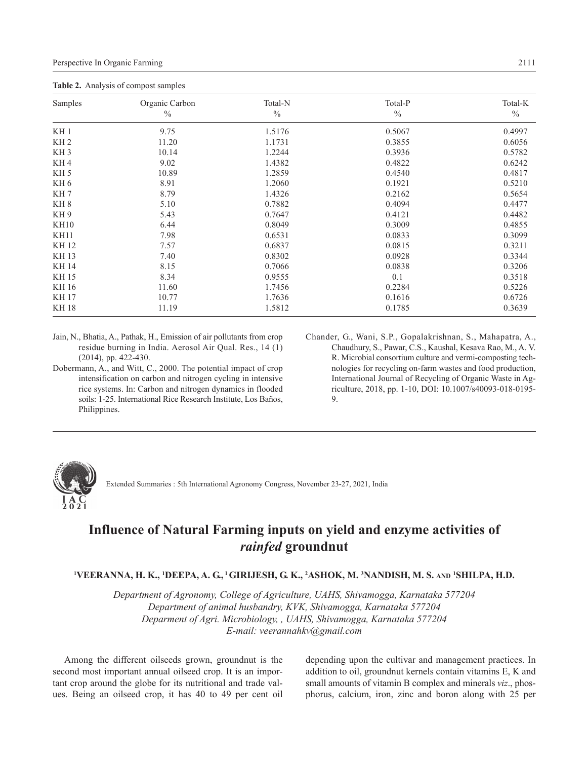**Table 2.** Analysis of compost samples

| Samples | Organic Carbon % | Total-N % | Total-P % | Total-K % |
|---|---|---|---|---|
| KH 1 | 9.75 | 1.5176 | 0.5067 | 0.4997 |
| KH 2 | 11.20 | 1.1731 | 0.3855 | 0.6056 |
| KH 3 | 10.14 | 1.2244 | 0.3936 | 0.5782 |
| KH 4 | 9.02 | 1.4382 | 0.4822 | 0.6242 |
| KH 5 | 10.89 | 1.2859 | 0.4540 | 0.4817 |
| KH 6 | 8.91 | 1.2060 | 0.1921 | 0.5210 |
| KH 7 | 8.79 | 1.4326 | 0.2162 | 0.5654 |
| KH 8 | 5.10 | 0.7882 | 0.4094 | 0.4477 |
| KH 9 | 5.43 | 0.7647 | 0.4121 | 0.4482 |
| KH10 | 6.44 | 0.8049 | 0.3009 | 0.4855 |
| KH11 | 7.98 | 0.6531 | 0.0833 | 0.3099 |
| KH 12 | 7.57 | 0.6837 | 0.0815 | 0.3211 |
| KH 13 | 7.40 | 0.8302 | 0.0928 | 0.3344 |
| KH 14 | 8.15 | 0.7066 | 0.0838 | 0.3206 |
| KH 15 | 8.34 | 0.9555 | 0.1 | 0.3518 |
| KH 16 | 11.60 | 1.7456 | 0.2284 | 0.5226 |
| KH 17 | 10.77 | 1.7636 | 0.1616 | 0.6726 |
| KH 18 | 11.19 | 1.5812 | 0.1785 | 0.3639 |

Jain, N., Bhatia, A., Pathak, H., Emission of air pollutants from crop residue burning in India. Aerosol Air Qual. Res., 14 (1) (2014), pp. 422-430.

Dobermann, A., and Witt, C., 2000. The potential impact of crop intensification on carbon and nitrogen cycling in intensive rice systems. In: Carbon and nitrogen dynamics in flooded soils: 1-25. International Rice Research Institute, Los Baños, Philippines.

Chander, G., Wani, S.P., Gopalakrishnan, S., Mahapatra, A., Chaudhury, S., Pawar, C.S., Kaushal, Kesava Rao, M., A. V. R. Microbial consortium culture and vermi-composting technologies for recycling on-farm wastes and food production, International Journal of Recycling of Organic Waste in Agriculture, 2018, pp. 1-10, DOI: 10.1007/s40093-018-0195-9.

---

Extended Summaries : 5th International Agronomy Congress, November 23-27, 2021, India

# Influence of Natural Farming inputs on yield and enzyme activities of *rainfed* groundnut

**[1]VEERANNA, H. K., [1]DEEPA, A. G., [1]GIRIJESH, G. K., [2]ASHOK, M. [3]NANDISH, M. S. AND [1]SHILPA, H.D.**

*Department of Agronomy, College of Agriculture, UAHS, Shivamogga, Karnataka 577204*
*Department of animal husbandry, KVK, Shivamogga, Karnataka 577204*
*Deparment of Agri. Microbiology, , UAHS, Shivamogga, Karnataka 577204*
*E-mail: veerannahkv@gmail.com*

Among the different oilseeds grown, groundnut is the second most important annual oilseed crop. It is an important crop around the globe for its nutritional and trade values. Being an oilseed crop, it has 40 to 49 per cent oil depending upon the cultivar and management practices. In addition to oil, groundnut kernels contain vitamins E, K and small amounts of vitamin B complex and minerals *viz*., phosphorus, calcium, iron, zinc and boron along with 25 per